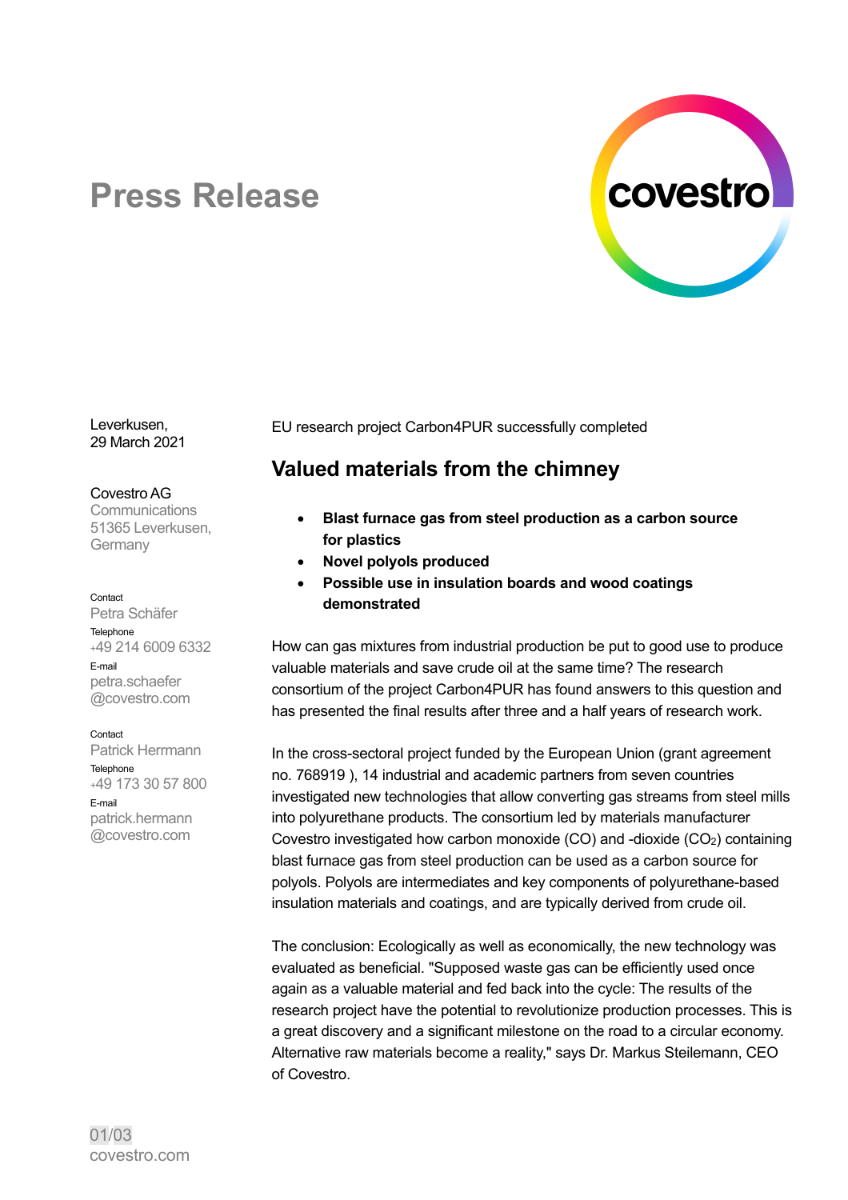# Press Release

Leverkusen,
29 March 2021

Covestro AG
Communications
51365 Leverkusen,
Germany

Contact
Petra Schäfer
Telephone
+49 214 6009 6332
E-mail
petra.schaefer
@covestro.com

Contact
Patrick Herrmann
Telephone
+49 173 30 57 800
E-mail
patrick.hermann
@covestro.com

EU research project Carbon4PUR successfully completed

## Valued materials from the chimney

- **Blast furnace gas from steel production as a carbon source for plastics**
- **Novel polyols produced**
- **Possible use in insulation boards and wood coatings demonstrated**

How can gas mixtures from industrial production be put to good use to produce valuable materials and save crude oil at the same time? The research consortium of the project Carbon4PUR has found answers to this question and has presented the final results after three and a half years of research work.

In the cross-sectoral project funded by the European Union (grant agreement no. 768919 ), 14 industrial and academic partners from seven countries investigated new technologies that allow converting gas streams from steel mills into polyurethane products. The consortium led by materials manufacturer Covestro investigated how carbon monoxide (CO) and -dioxide ($CO_2$) containing blast furnace gas from steel production can be used as a carbon source for polyols. Polyols are intermediates and key components of polyurethane-based insulation materials and coatings, and are typically derived from crude oil.

The conclusion: Ecologically as well as economically, the new technology was evaluated as beneficial. "Supposed waste gas can be efficiently used once again as a valuable material and fed back into the cycle: The results of the research project have the potential to revolutionize production processes. This is a great discovery and a significant milestone on the road to a circular economy. Alternative raw materials become a reality," says Dr. Markus Steilemann, CEO of Covestro.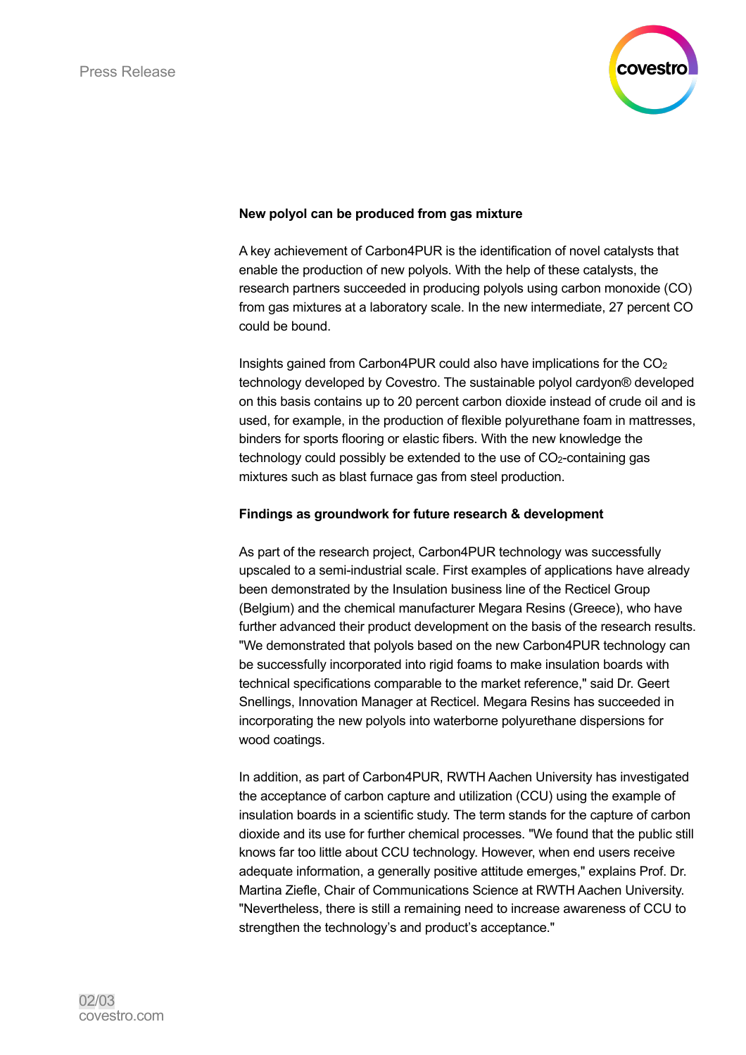**New polyol can be produced from gas mixture**

A key achievement of Carbon4PUR is the identification of novel catalysts that enable the production of new polyols. With the help of these catalysts, the research partners succeeded in producing polyols using carbon monoxide (CO) from gas mixtures at a laboratory scale. In the new intermediate, 27 percent CO could be bound.

Insights gained from Carbon4PUR could also have implications for the $CO_2$ technology developed by Covestro. The sustainable polyol cardyon® developed on this basis contains up to 20 percent carbon dioxide instead of crude oil and is used, for example, in the production of flexible polyurethane foam in mattresses, binders for sports flooring or elastic fibers. With the new knowledge the technology could possibly be extended to the use of $CO_2$-containing gas mixtures such as blast furnace gas from steel production.

**Findings as groundwork for future research & development**

As part of the research project, Carbon4PUR technology was successfully upscaled to a semi-industrial scale. First examples of applications have already been demonstrated by the Insulation business line of the Recticel Group (Belgium) and the chemical manufacturer Megara Resins (Greece), who have further advanced their product development on the basis of the research results. "We demonstrated that polyols based on the new Carbon4PUR technology can be successfully incorporated into rigid foams to make insulation boards with technical specifications comparable to the market reference," said Dr. Geert Snellings, Innovation Manager at Recticel. Megara Resins has succeeded in incorporating the new polyols into waterborne polyurethane dispersions for wood coatings.

In addition, as part of Carbon4PUR, RWTH Aachen University has investigated the acceptance of carbon capture and utilization (CCU) using the example of insulation boards in a scientific study. The term stands for the capture of carbon dioxide and its use for further chemical processes. "We found that the public still knows far too little about CCU technology. However, when end users receive adequate information, a generally positive attitude emerges," explains Prof. Dr. Martina Ziefle, Chair of Communications Science at RWTH Aachen University. "Nevertheless, there is still a remaining need to increase awareness of CCU to strengthen the technology's and product's acceptance."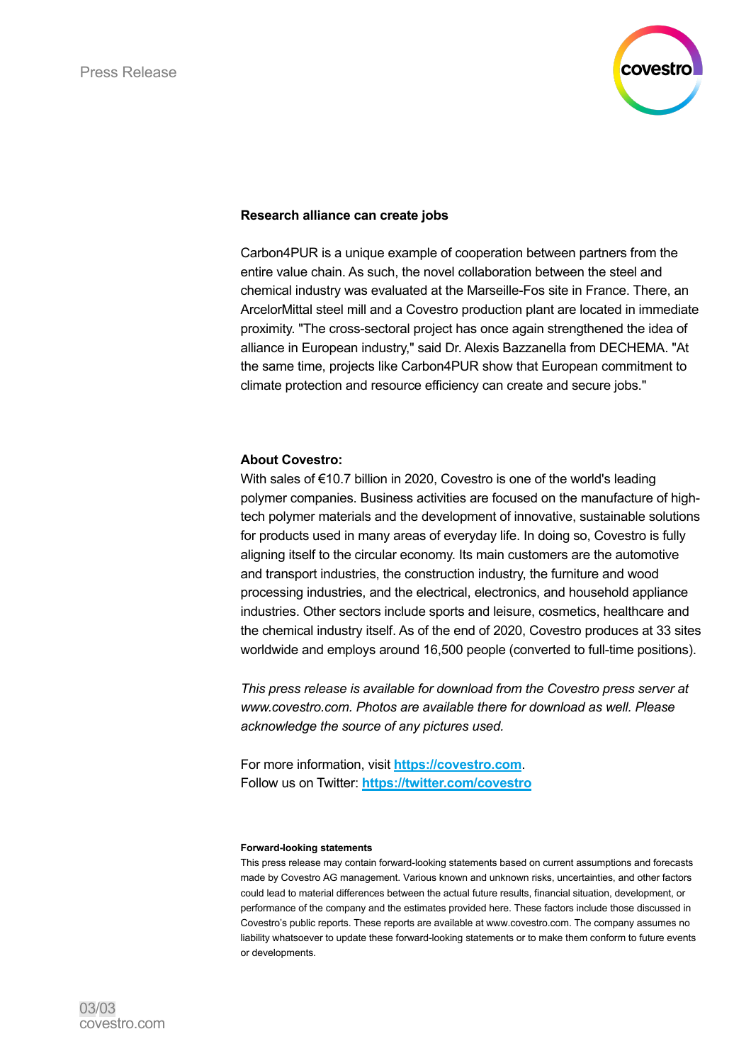**Research alliance can create jobs**

Carbon4PUR is a unique example of cooperation between partners from the entire value chain. As such, the novel collaboration between the steel and chemical industry was evaluated at the Marseille-Fos site in France. There, an ArcelorMittal steel mill and a Covestro production plant are located in immediate proximity. "The cross-sectoral project has once again strengthened the idea of alliance in European industry," said Dr. Alexis Bazzanella from DECHEMA. "At the same time, projects like Carbon4PUR show that European commitment to climate protection and resource efficiency can create and secure jobs."

**About Covestro:**

With sales of €10.7 billion in 2020, Covestro is one of the world's leading polymer companies. Business activities are focused on the manufacture of high-tech polymer materials and the development of innovative, sustainable solutions for products used in many areas of everyday life. In doing so, Covestro is fully aligning itself to the circular economy. Its main customers are the automotive and transport industries, the construction industry, the furniture and wood processing industries, and the electrical, electronics, and household appliance industries. Other sectors include sports and leisure, cosmetics, healthcare and the chemical industry itself. As of the end of 2020, Covestro produces at 33 sites worldwide and employs around 16,500 people (converted to full-time positions).

*This press release is available for download from the Covestro press server at www.covestro.com. Photos are available there for download as well. Please acknowledge the source of any pictures used.*

For more information, visit **https://covestro.com**.
Follow us on Twitter: **https://twitter.com/covestro**

**Forward-looking statements**

This press release may contain forward-looking statements based on current assumptions and forecasts made by Covestro AG management. Various known and unknown risks, uncertainties, and other factors could lead to material differences between the actual future results, financial situation, development, or performance of the company and the estimates provided here. These factors include those discussed in Covestro's public reports. These reports are available at www.covestro.com. The company assumes no liability whatsoever to update these forward-looking statements or to make them conform to future events or developments.